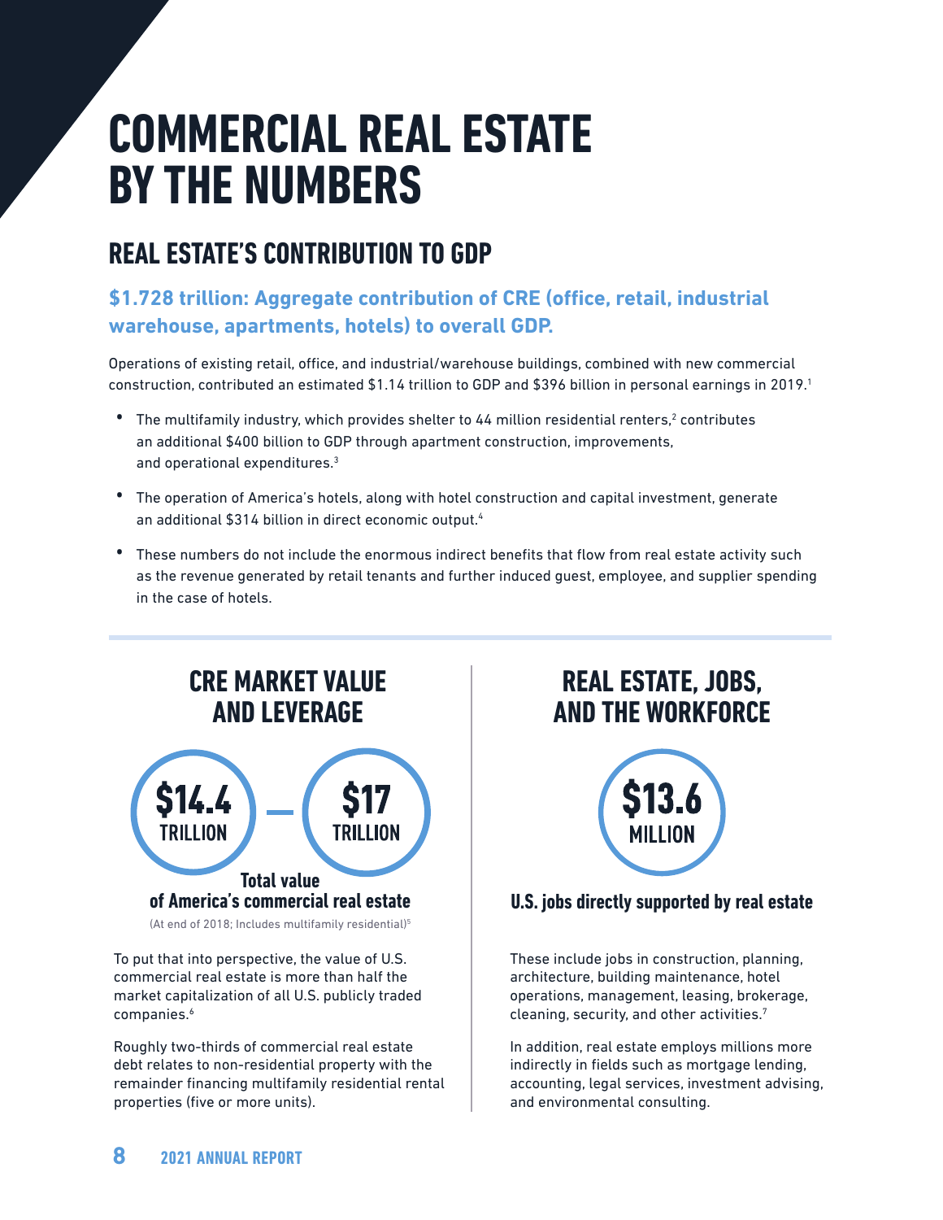# COMMERCIAL REAL ESTATE BY THE NUMBERS

## REAL ESTATE'S CONTRIBUTION TO GDP

### $1.728 trillion: Aggregate contribution of CRE (office, retail, industrial warehouse, apartments, hotels) to overall GDP.

Operations of existing retail, office, and industrial/warehouse buildings, combined with new commercial construction, contributed an estimated $1.14 trillion to GDP and $396 billion in personal earnings in 2019.[1]

- The multifamily industry, which provides shelter to 44 million residential renters,[2] contributes an additional $400 billion to GDP through apartment construction, improvements, and operational expenditures.[3]
- The operation of America's hotels, along with hotel construction and capital investment, generate an additional $314 billion in direct economic output.[4]
- These numbers do not include the enormous indirect benefits that flow from real estate activity such as the revenue generated by retail tenants and further induced guest, employee, and supplier spending in the case of hotels.

## CRE MARKET VALUE AND LEVERAGE

**$14.4 TRILLION – $17 TRILLION**

**Total value of America's commercial real estate**

(At end of 2018; Includes multifamily residential)[5]

To put that into perspective, the value of U.S. commercial real estate is more than half the market capitalization of all U.S. publicly traded companies.[6]

Roughly two-thirds of commercial real estate debt relates to non-residential property with the remainder financing multifamily residential rental properties (five or more units).

## REAL ESTATE, JOBS, AND THE WORKFORCE

**$13.6 MILLION**

**U.S. jobs directly supported by real estate**

These include jobs in construction, planning, architecture, building maintenance, hotel operations, management, leasing, brokerage, cleaning, security, and other activities.[7]

In addition, real estate employs millions more indirectly in fields such as mortgage lending, accounting, legal services, investment advising, and environmental consulting.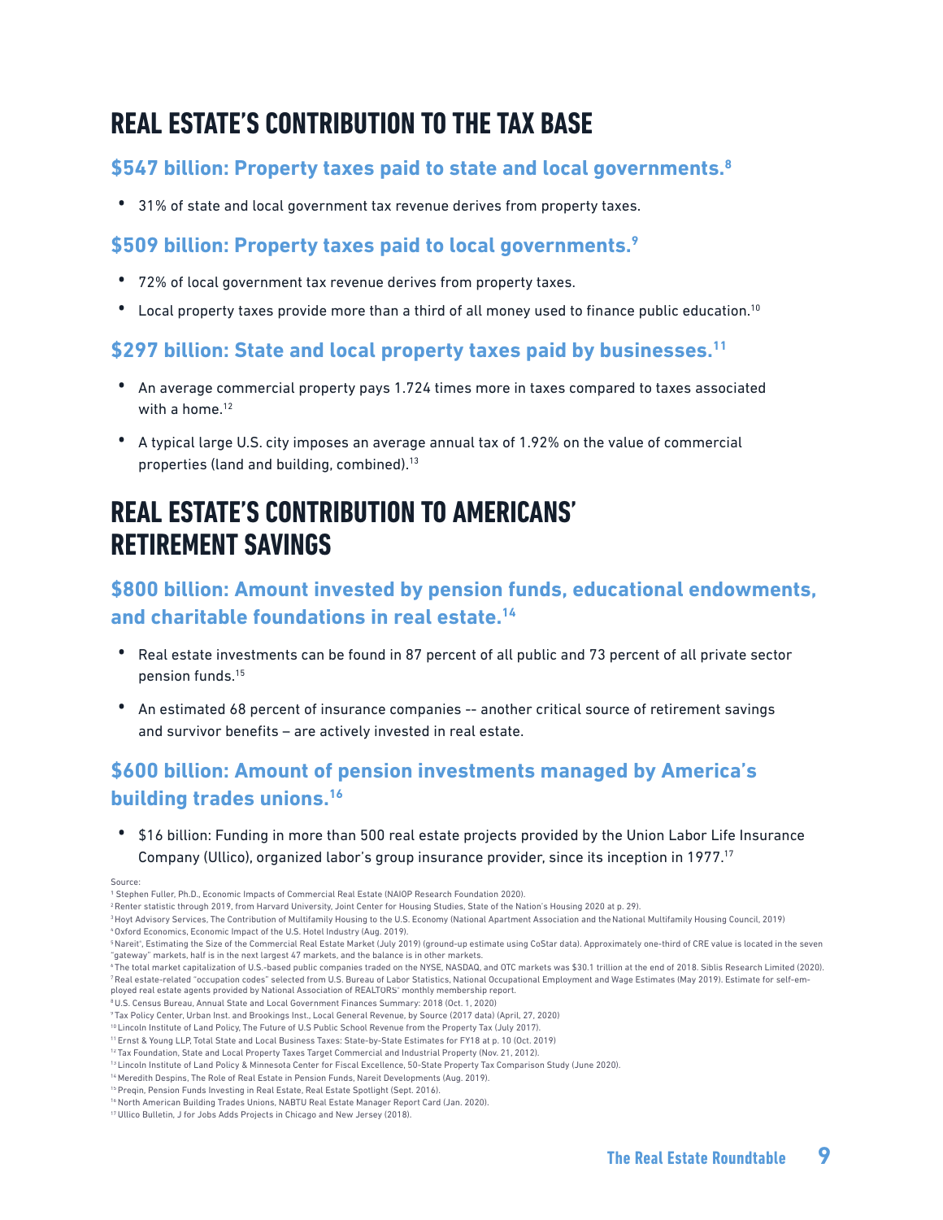# REAL ESTATE'S CONTRIBUTION TO THE TAX BASE

### $547 billion: Property taxes paid to state and local governments.[8]

- 31% of state and local government tax revenue derives from property taxes.

### $509 billion: Property taxes paid to local governments.[9]

- 72% of local government tax revenue derives from property taxes.
- Local property taxes provide more than a third of all money used to finance public education.[10]

### $297 billion: State and local property taxes paid by businesses.[11]

- An average commercial property pays 1.724 times more in taxes compared to taxes associated with a home.[12]
- A typical large U.S. city imposes an average annual tax of 1.92% on the value of commercial properties (land and building, combined).[13]

# REAL ESTATE'S CONTRIBUTION TO AMERICANS' RETIREMENT SAVINGS

### $800 billion: Amount invested by pension funds, educational endowments, and charitable foundations in real estate.[14]

- Real estate investments can be found in 87 percent of all public and 73 percent of all private sector pension funds.[15]
- An estimated 68 percent of insurance companies -- another critical source of retirement savings and survivor benefits – are actively invested in real estate.

### $600 billion: Amount of pension investments managed by America's building trades unions.[16]

- $16 billion: Funding in more than 500 real estate projects provided by the Union Labor Life Insurance Company (Ullico), organized labor's group insurance provider, since its inception in 1977.[17]

Source:

[1] Stephen Fuller, Ph.D., Economic Impacts of Commercial Real Estate (NAIOP Research Foundation 2020).
[2] Renter statistic through 2019, from Harvard University, Joint Center for Housing Studies, State of the Nation's Housing 2020 at p. 29).
[3] Hoyt Advisory Services, The Contribution of Multifamily Housing to the U.S. Economy (National Apartment Association and the National Multifamily Housing Council, 2019)
[4] Oxford Economics, Economic Impact of the U.S. Hotel Industry (Aug. 2019).
[5] Nareit®, Estimating the Size of the Commercial Real Estate Market (July 2019) (ground-up estimate using CoStar data). Approximately one-third of CRE value is located in the seven "gateway" markets, half is in the next largest 47 markets, and the balance is in other markets.
[6] The total market capitalization of U.S.-based public companies traded on the NYSE, NASDAQ, and OTC markets was $30.1 trillion at the end of 2018. Siblis Research Limited (2020).
[7] Real estate-related "occupation codes" selected from U.S. Bureau of Labor Statistics, National Occupational Employment and Wage Estimates (May 2019). Estimate for self-employed real estate agents provided by National Association of REALTORS® monthly membership report.
[8] U.S. Census Bureau, Annual State and Local Government Finances Summary: 2018 (Oct. 1, 2020)
[9] Tax Policy Center, Urban Inst. and Brookings Inst., Local General Revenue, by Source (2017 data) (April, 27, 2020)
[10] Lincoln Institute of Land Policy, The Future of U.S Public School Revenue from the Property Tax (July 2017).
[11] Ernst & Young LLP, Total State and Local Business Taxes: State-by-State Estimates for FY18 at p. 10 (Oct. 2019)
[12] Tax Foundation, State and Local Property Taxes Target Commercial and Industrial Property (Nov. 21, 2012).
[13] Lincoln Institute of Land Policy & Minnesota Center for Fiscal Excellence, 50-State Property Tax Comparison Study (June 2020).
[14] Meredith Despins, The Role of Real Estate in Pension Funds, Nareit Developments (Aug. 2019).
[15] Preqin, Pension Funds Investing in Real Estate, Real Estate Spotlight (Sept. 2016).
[16] North American Building Trades Unions, NABTU Real Estate Manager Report Card (Jan. 2020).
[17] Ullico Bulletin, J for Jobs Adds Projects in Chicago and New Jersey (2018).